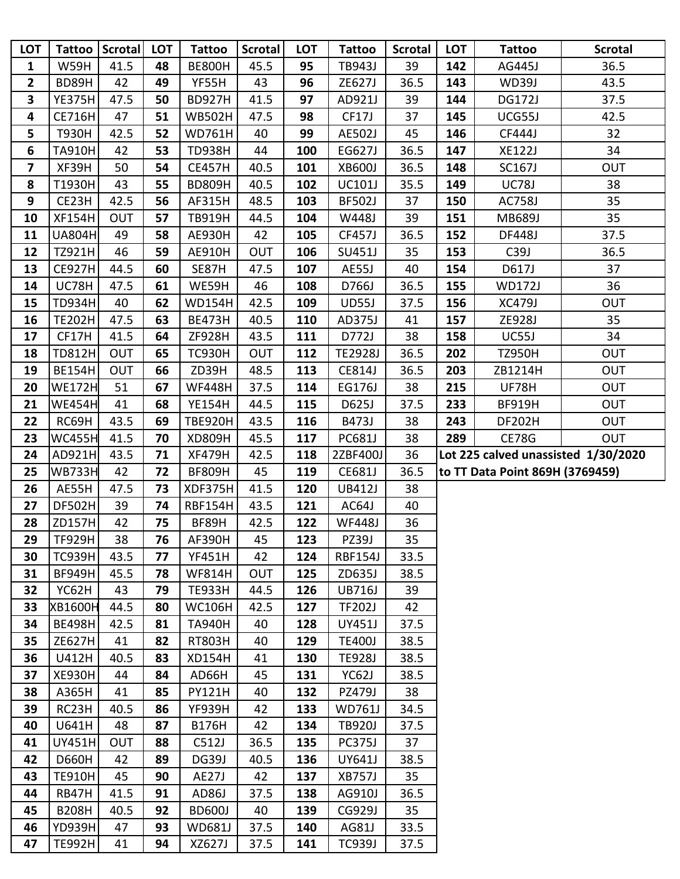| LOT | Tattoo | Scrotal | LOT | Tattoo | Scrotal | LOT | Tattoo | Scrotal | LOT | Tattoo | Scrotal |
|---|---|---|---|---|---|---|---|---|---|---|---|
| 1 | W59H | 41.5 | 48 | BE800H | 45.5 | 95 | TB943J | 39 | 142 | AG445J | 36.5 |
| 2 | BD89H | 42 | 49 | YF55H | 43 | 96 | ZE627J | 36.5 | 143 | WD39J | 43.5 |
| 3 | YE375H | 47.5 | 50 | BD927H | 41.5 | 97 | AD921J | 39 | 144 | DG172J | 37.5 |
| 4 | CE716H | 47 | 51 | WB502H | 47.5 | 98 | CF17J | 37 | 145 | UCG55J | 42.5 |
| 5 | T930H | 42.5 | 52 | WD761H | 40 | 99 | AE502J | 45 | 146 | CF444J | 32 |
| 6 | TA910H | 42 | 53 | TD938H | 44 | 100 | EG627J | 36.5 | 147 | XE122J | 34 |
| 7 | XF39H | 50 | 54 | CE457H | 40.5 | 101 | XB600J | 36.5 | 148 | SC167J | OUT |
| 8 | T1930H | 43 | 55 | BD809H | 40.5 | 102 | UC101J | 35.5 | 149 | UC78J | 38 |
| 9 | CE23H | 42.5 | 56 | AF315H | 48.5 | 103 | BF502J | 37 | 150 | AC758J | 35 |
| 10 | XF154H | OUT | 57 | TB919H | 44.5 | 104 | W448J | 39 | 151 | MB689J | 35 |
| 11 | UA804H | 49 | 58 | AE930H | 42 | 105 | CF457J | 36.5 | 152 | DF448J | 37.5 |
| 12 | TZ921H | 46 | 59 | AE910H | OUT | 106 | SU451J | 35 | 153 | C39J | 36.5 |
| 13 | CE927H | 44.5 | 60 | SE87H | 47.5 | 107 | AE55J | 40 | 154 | D617J | 37 |
| 14 | UC78H | 47.5 | 61 | WE59H | 46 | 108 | D766J | 36.5 | 155 | WD172J | 36 |
| 15 | TD934H | 40 | 62 | WD154H | 42.5 | 109 | UD55J | 37.5 | 156 | XC479J | OUT |
| 16 | TE202H | 47.5 | 63 | BE473H | 40.5 | 110 | AD375J | 41 | 157 | ZE928J | 35 |
| 17 | CF17H | 41.5 | 64 | ZF928H | 43.5 | 111 | D772J | 38 | 158 | UC55J | 34 |
| 18 | TD812H | OUT | 65 | TC930H | OUT | 112 | TE2928J | 36.5 | 202 | TZ950H | OUT |
| 19 | BE154H | OUT | 66 | ZD39H | 48.5 | 113 | CE814J | 36.5 | 203 | ZB1214H | OUT |
| 20 | WE172H | 51 | 67 | WF448H | 37.5 | 114 | EG176J | 38 | 215 | UF78H | OUT |
| 21 | WE454H | 41 | 68 | YE154H | 44.5 | 115 | D625J | 37.5 | 233 | BF919H | OUT |
| 22 | RC69H | 43.5 | 69 | TBE920H | 43.5 | 116 | B473J | 38 | 243 | DF202H | OUT |
| 23 | WC455H | 41.5 | 70 | XD809H | 45.5 | 117 | PC681J | 38 | 289 | CE78G | OUT |
| 24 | AD921H | 43.5 | 71 | XF479H | 42.5 | 118 | 2ZBF400J | 36 | Lot 225 calved unassisted 1/30/2020 | | |
| 25 | WB733H | 42 | 72 | BF809H | 45 | 119 | CE681J | 36.5 | to TT Data Point 869H (3769459) | | |
| 26 | AE55H | 47.5 | 73 | XDF375H | 41.5 | 120 | UB412J | 38 | | | |
| 27 | DF502H | 39 | 74 | RBF154H | 43.5 | 121 | AC64J | 40 | | | |
| 28 | ZD157H | 42 | 75 | BF89H | 42.5 | 122 | WF448J | 36 | | | |
| 29 | TF929H | 38 | 76 | AF390H | 45 | 123 | PZ39J | 35 | | | |
| 30 | TC939H | 43.5 | 77 | YF451H | 42 | 124 | RBF154J | 33.5 | | | |
| 31 | BF949H | 45.5 | 78 | WF814H | OUT | 125 | ZD635J | 38.5 | | | |
| 32 | YC62H | 43 | 79 | TE933H | 44.5 | 126 | UB716J | 39 | | | |
| 33 | XB1600H | 44.5 | 80 | WC106H | 42.5 | 127 | TF202J | 42 | | | |
| 34 | BE498H | 42.5 | 81 | TA940H | 40 | 128 | UY451J | 37.5 | | | |
| 35 | ZE627H | 41 | 82 | RT803H | 40 | 129 | TE400J | 38.5 | | | |
| 36 | U412H | 40.5 | 83 | XD154H | 41 | 130 | TE928J | 38.5 | | | |
| 37 | XE930H | 44 | 84 | AD66H | 45 | 131 | YC62J | 38.5 | | | |
| 38 | A365H | 41 | 85 | PY121H | 40 | 132 | PZ479J | 38 | | | |
| 39 | RC23H | 40.5 | 86 | YF939H | 42 | 133 | WD761J | 34.5 | | | |
| 40 | U641H | 48 | 87 | B176H | 42 | 134 | TB920J | 37.5 | | | |
| 41 | UY451H | OUT | 88 | C512J | 36.5 | 135 | PC375J | 37 | | | |
| 42 | D660H | 42 | 89 | DG39J | 40.5 | 136 | UY641J | 38.5 | | | |
| 43 | TE910H | 45 | 90 | AE27J | 42 | 137 | XB757J | 35 | | | |
| 44 | RB47H | 41.5 | 91 | AD86J | 37.5 | 138 | AG910J | 36.5 | | | |
| 45 | B208H | 40.5 | 92 | BD600J | 40 | 139 | CG929J | 35 | | | |
| 46 | YD939H | 47 | 93 | WD681J | 37.5 | 140 | AG81J | 33.5 | | | |
| 47 | TE992H | 41 | 94 | XZ627J | 37.5 | 141 | TC939J | 37.5 | | | |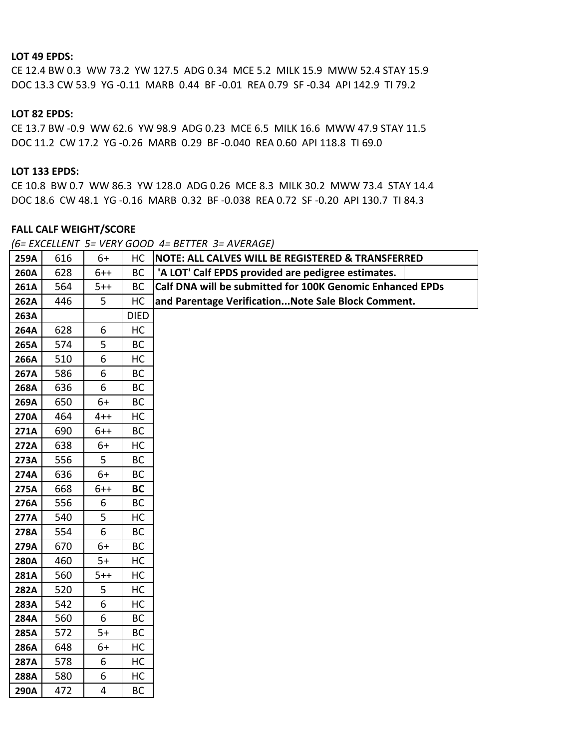**LOT 49 EPDS:**
CE 12.4 BW 0.3 WW 73.2 YW 127.5 ADG 0.34 MCE 5.2 MILK 15.9 MWW 52.4 STAY 15.9
DOC 13.3 CW 53.9 YG -0.11 MARB 0.44 BF -0.01 REA 0.79 SF -0.34 API 142.9 TI 79.2

**LOT 82 EPDS:**
CE 13.7 BW -0.9 WW 62.6 YW 98.9 ADG 0.23 MCE 6.5 MILK 16.6 MWW 47.9 STAY 11.5
DOC 11.2 CW 17.2 YG -0.26 MARB 0.29 BF -0.040 REA 0.60 API 118.8 TI 69.0

**LOT 133 EPDS:**
CE 10.8 BW 0.7 WW 86.3 YW 128.0 ADG 0.26 MCE 8.3 MILK 30.2 MWW 73.4 STAY 14.4
DOC 18.6 CW 48.1 YG -0.16 MARB 0.32 BF -0.038 REA 0.72 SF -0.20 API 130.7 TI 84.3

**FALL CALF WEIGHT/SCORE**

*(6= EXCELLENT 5= VERY GOOD 4= BETTER 3= AVERAGE)*

| | | | |
|---|---|---|---|
| **259A** | 616 | 6+ | HC |
| **260A** | 628 | 6++ | BC |
| **261A** | 564 | 5++ | BC |
| **262A** | 446 | 5 | HC |
| **263A** | | | DIED |
| **264A** | 628 | 6 | HC |
| **265A** | 574 | 5 | BC |
| **266A** | 510 | 6 | HC |
| **267A** | 586 | 6 | BC |
| **268A** | 636 | 6 | BC |
| **269A** | 650 | 6+ | BC |
| **270A** | 464 | 4++ | HC |
| **271A** | 690 | 6++ | BC |
| **272A** | 638 | 6+ | HC |
| **273A** | 556 | 5 | BC |
| **274A** | 636 | 6+ | BC |
| **275A** | 668 | 6++ | **BC** |
| **276A** | 556 | 6 | BC |
| **277A** | 540 | 5 | HC |
| **278A** | 554 | 6 | BC |
| **279A** | 670 | 6+ | BC |
| **280A** | 460 | 5+ | HC |
| **281A** | 560 | 5++ | HC |
| **282A** | 520 | 5 | HC |
| **283A** | 542 | 6 | HC |
| **284A** | 560 | 6 | BC |
| **285A** | 572 | 5+ | BC |
| **286A** | 648 | 6+ | HC |
| **287A** | 578 | 6 | HC |
| **288A** | 580 | 6 | HC |
| **290A** | 472 | 4 | BC |

**NOTE: ALL CALVES WILL BE REGISTERED & TRANSFERRED**
**'A LOT' Calf EPDS provided are pedigree estimates.**
**Calf DNA will be submitted for 100K Genomic Enhanced EPDs and Parentage Verification...Note Sale Block Comment.**